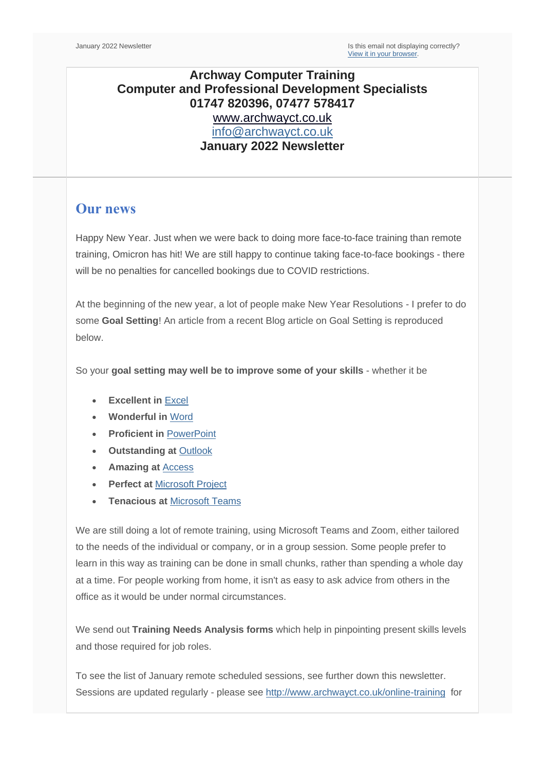January 2022 Newsletter

Is this email not displaying correctly?
[View it in your browser](#).

**Archway Computer Training**
**Computer and Professional Development Specialists**
**01747 820396, 07477 578417**
[www.archwayct.co.uk](http://www.archwayct.co.uk)
[info@archwayct.co.uk](mailto:info@archwayct.co.uk)
**January 2022 Newsletter**

## Our news

Happy New Year. Just when we were back to doing more face-to-face training than remote training, Omicron has hit! We are still happy to continue taking face-to-face bookings - there will be no penalties for cancelled bookings due to COVID restrictions.

At the beginning of the new year, a lot of people make New Year Resolutions - I prefer to do some **Goal Setting**! An article from a recent Blog article on Goal Setting is reproduced below.

So your **goal setting may well be to improve some of your skills** - whether it be

- **Excellent in** Excel
- **Wonderful in** Word
- **Proficient in** PowerPoint
- **Outstanding at** Outlook
- **Amazing at** Access
- **Perfect at** Microsoft Project
- **Tenacious at** Microsoft Teams

We are still doing a lot of remote training, using Microsoft Teams and Zoom, either tailored to the needs of the individual or company, or in a group session. Some people prefer to learn in this way as training can be done in small chunks, rather than spending a whole day at a time. For people working from home, it isn't as easy to ask advice from others in the office as it would be under normal circumstances.

We send out **Training Needs Analysis forms** which help in pinpointing present skills levels and those required for job roles.

To see the list of January remote scheduled sessions, see further down this newsletter. Sessions are updated regularly - please see http://www.archwayct.co.uk/online-training for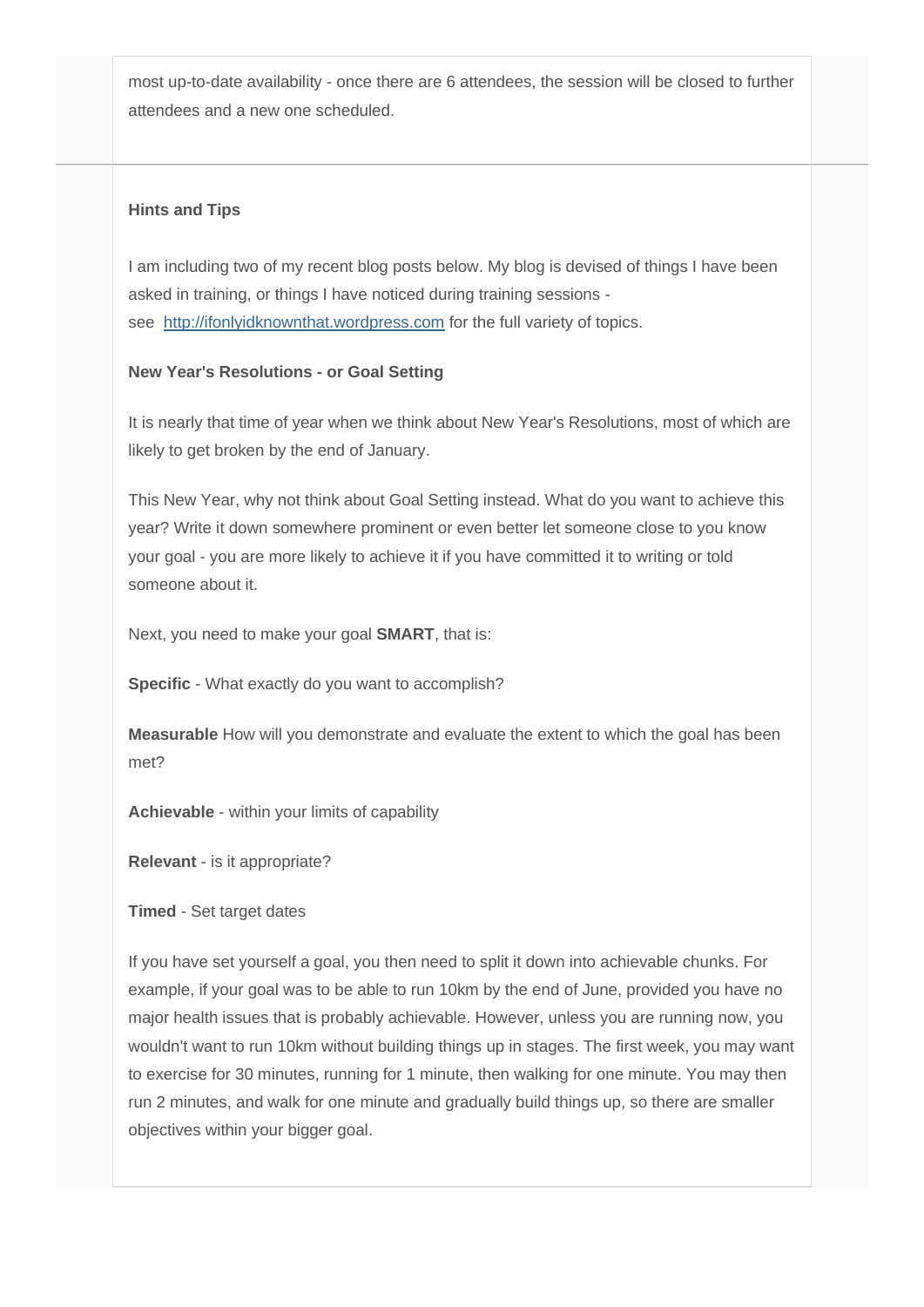most up-to-date availability - once there are 6 attendees, the session will be closed to further attendees and a new one scheduled.

---

**Hints and Tips**

I am including two of my recent blog posts below. My blog is devised of things I have been asked in training, or things I have noticed during training sessions - see [http://ifonlyidknownthat.wordpress.com](http://ifonlyidknownthat.wordpress.com) for the full variety of topics.

**New Year's Resolutions - or Goal Setting**

It is nearly that time of year when we think about New Year's Resolutions, most of which are likely to get broken by the end of January.

This New Year, why not think about Goal Setting instead. What do you want to achieve this year? Write it down somewhere prominent or even better let someone close to you know your goal - you are more likely to achieve it if you have committed it to writing or told someone about it.

Next, you need to make your goal **SMART**, that is:

**Specific** - What exactly do you want to accomplish?

**Measurable** How will you demonstrate and evaluate the extent to which the goal has been met?

**Achievable** - within your limits of capability

**Relevant** - is it appropriate?

**Timed** - Set target dates

If you have set yourself a goal, you then need to split it down into achievable chunks. For example, if your goal was to be able to run 10km by the end of June, provided you have no major health issues that is probably achievable. However, unless you are running now, you wouldn't want to run 10km without building things up in stages. The first week, you may want to exercise for 30 minutes, running for 1 minute, then walking for one minute. You may then run 2 minutes, and walk for one minute and gradually build things up, so there are smaller objectives within your bigger goal.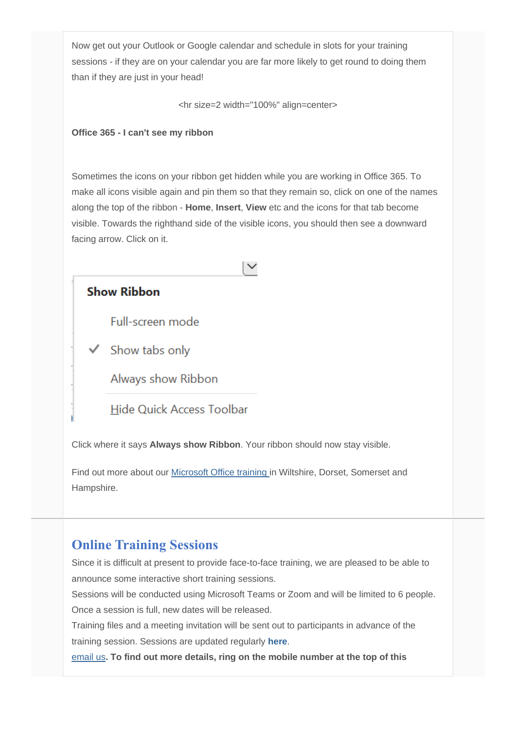Now get out your Outlook or Google calendar and schedule in slots for your training sessions - if they are on your calendar you are far more likely to get round to doing them than if they are just in your head!

<hr size=2 width="100%" align=center>

**Office 365 - I can't see my ribbon**

Sometimes the icons on your ribbon get hidden while you are working in Office 365. To make all icons visible again and pin them so that they remain so, click on one of the names along the top of the ribbon - **Home**, **Insert**, **View** etc and the icons for that tab become visible. Towards the righthand side of the visible icons, you should then see a downward facing arrow. Click on it.

**Show Ribbon**

Full-screen mode

✓ Show tabs only

Always show Ribbon

Hide Quick Access Toolbar

Click where it says **Always show Ribbon**. Your ribbon should now stay visible.

Find out more about our Microsoft Office training in Wiltshire, Dorset, Somerset and Hampshire.

## Online Training Sessions

Since it is difficult at present to provide face-to-face training, we are pleased to be able to announce some interactive short training sessions.
Sessions will be conducted using Microsoft Teams or Zoom and will be limited to 6 people. Once a session is full, new dates will be released.
Training files and a meeting invitation will be sent out to participants in advance of the training session. Sessions are updated regularly **here**.
email us**. To find out more details, ring on the mobile number at the top of this**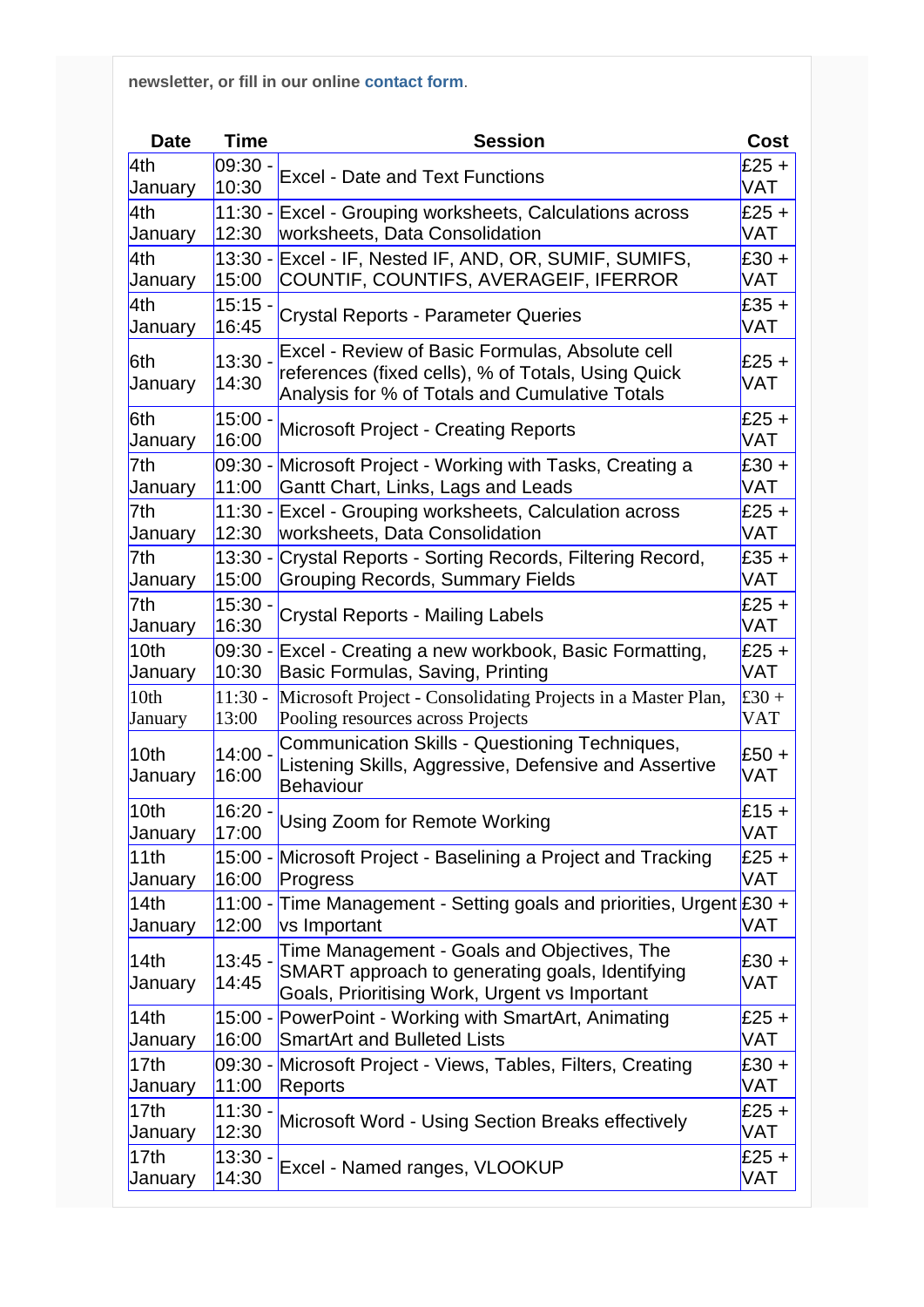newsletter, or fill in our online **contact form**.

| Date | Time | Session | Cost |
| --- | --- | --- | --- |
| 4th January | 09:30 - 10:30 | Excel - Date and Text Functions | £25 + VAT |
| 4th January | 11:30 - 12:30 | Excel - Grouping worksheets, Calculations across worksheets, Data Consolidation | £25 + VAT |
| 4th January | 13:30 - 15:00 | Excel - IF, Nested IF, AND, OR, SUMIF, SUMIFS, COUNTIF, COUNTIFS, AVERAGEIF, IFERROR | £30 + VAT |
| 4th January | 15:15 - 16:45 | Crystal Reports - Parameter Queries | £35 + VAT |
| 6th January | 13:30 - 14:30 | Excel - Review of Basic Formulas, Absolute cell references (fixed cells), % of Totals, Using Quick Analysis for % of Totals and Cumulative Totals | £25 + VAT |
| 6th January | 15:00 - 16:00 | Microsoft Project - Creating Reports | £25 + VAT |
| 7th January | 09:30 - 11:00 | Microsoft Project - Working with Tasks, Creating a Gantt Chart, Links, Lags and Leads | £30 + VAT |
| 7th January | 11:30 - 12:30 | Excel - Grouping worksheets, Calculation across worksheets, Data Consolidation | £25 + VAT |
| 7th January | 13:30 - 15:00 | Crystal Reports - Sorting Records, Filtering Record, Grouping Records, Summary Fields | £35 + VAT |
| 7th January | 15:30 - 16:30 | Crystal Reports - Mailing Labels | £25 + VAT |
| 10th January | 09:30 - 10:30 | Excel - Creating a new workbook, Basic Formatting, Basic Formulas, Saving, Printing | £25 + VAT |
| 10th January | 11:30 - 13:00 | Microsoft Project - Consolidating Projects in a Master Plan, Pooling resources across Projects | £30 + VAT |
| 10th January | 14:00 - 16:00 | Communication Skills - Questioning Techniques, Listening Skills, Aggressive, Defensive and Assertive Behaviour | £50 + VAT |
| 10th January | 16:20 - 17:00 | Using Zoom for Remote Working | £15 + VAT |
| 11th January | 15:00 - 16:00 | Microsoft Project - Baselining a Project and Tracking Progress | £25 + VAT |
| 14th January | 11:00 - 12:00 | Time Management - Setting goals and priorities, Urgent vs Important | £30 + VAT |
| 14th January | 13:45 - 14:45 | Time Management - Goals and Objectives, The SMART approach to generating goals, Identifying Goals, Prioritising Work, Urgent vs Important | £30 + VAT |
| 14th January | 15:00 - 16:00 | PowerPoint - Working with SmartArt, Animating SmartArt and Bulleted Lists | £25 + VAT |
| 17th January | 09:30 - 11:00 | Microsoft Project - Views, Tables, Filters, Creating Reports | £30 + VAT |
| 17th January | 11:30 - 12:30 | Microsoft Word - Using Section Breaks effectively | £25 + VAT |
| 17th January | 13:30 - 14:30 | Excel - Named ranges, VLOOKUP | £25 + VAT |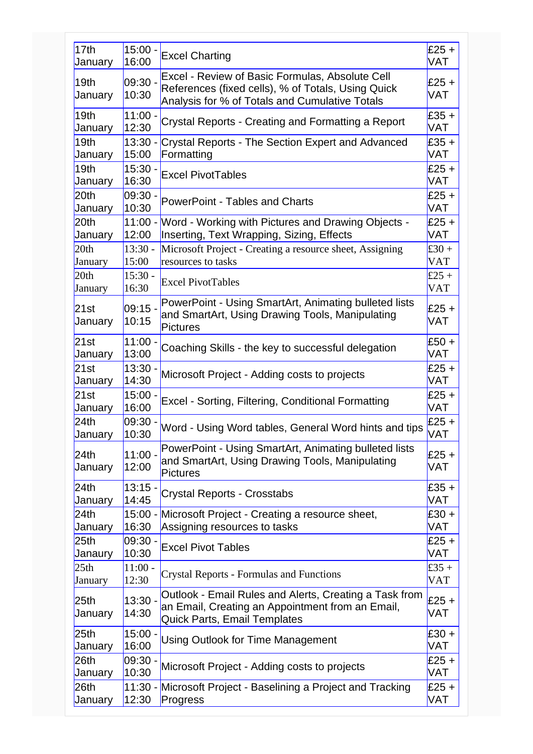| | | | |
|---|---|---|---|
| 17th January | 15:00 - 16:00 | Excel Charting | £25 + VAT |
| 19th January | 09:30 - 10:30 | Excel - Review of Basic Formulas, Absolute Cell References (fixed cells), % of Totals, Using Quick Analysis for % of Totals and Cumulative Totals | £25 + VAT |
| 19th January | 11:00 - 12:30 | Crystal Reports - Creating and Formatting a Report | £35 + VAT |
| 19th January | 13:30 - 15:00 | Crystal Reports - The Section Expert and Advanced Formatting | £35 + VAT |
| 19th January | 15:30 - 16:30 | Excel PivotTables | £25 + VAT |
| 20th January | 09:30 - 10:30 | PowerPoint - Tables and Charts | £25 + VAT |
| 20th January | 11:00 - 12:00 | Word - Working with Pictures and Drawing Objects - Inserting, Text Wrapping, Sizing, Effects | £25 + VAT |
| 20th January | 13:30 - 15:00 | Microsoft Project - Creating a resource sheet, Assigning resources to tasks | £30 + VAT |
| 20th January | 15:30 - 16:30 | Excel PivotTables | £25 + VAT |
| 21st January | 09:15 - 10:15 | PowerPoint - Using SmartArt, Animating bulleted lists and SmartArt, Using Drawing Tools, Manipulating Pictures | £25 + VAT |
| 21st January | 11:00 - 13:00 | Coaching Skills - the key to successful delegation | £50 + VAT |
| 21st January | 13:30 - 14:30 | Microsoft Project - Adding costs to projects | £25 + VAT |
| 21st January | 15:00 - 16:00 | Excel - Sorting, Filtering, Conditional Formatting | £25 + VAT |
| 24th January | 09:30 - 10:30 | Word - Using Word tables, General Word hints and tips | £25 + VAT |
| 24th January | 11:00 - 12:00 | PowerPoint - Using SmartArt, Animating bulleted lists and SmartArt, Using Drawing Tools, Manipulating Pictures | £25 + VAT |
| 24th January | 13:15 - 14:45 | Crystal Reports - Crosstabs | £35 + VAT |
| 24th January | 15:00 - 16:30 | Microsoft Project - Creating a resource sheet, Assigning resources to tasks | £30 + VAT |
| 25th Janaury | 09:30 - 10:30 | Excel Pivot Tables | £25 + VAT |
| 25th January | 11:00 - 12:30 | Crystal Reports - Formulas and Functions | £35 + VAT |
| 25th January | 13:30 - 14:30 | Outlook - Email Rules and Alerts, Creating a Task from an Email, Creating an Appointment from an Email, Quick Parts, Email Templates | £25 + VAT |
| 25th January | 15:00 - 16:00 | Using Outlook for Time Management | £30 + VAT |
| 26th January | 09:30 - 10:30 | Microsoft Project - Adding costs to projects | £25 + VAT |
| 26th January | 11:30 - 12:30 | Microsoft Project - Baselining a Project and Tracking Progress | £25 + VAT |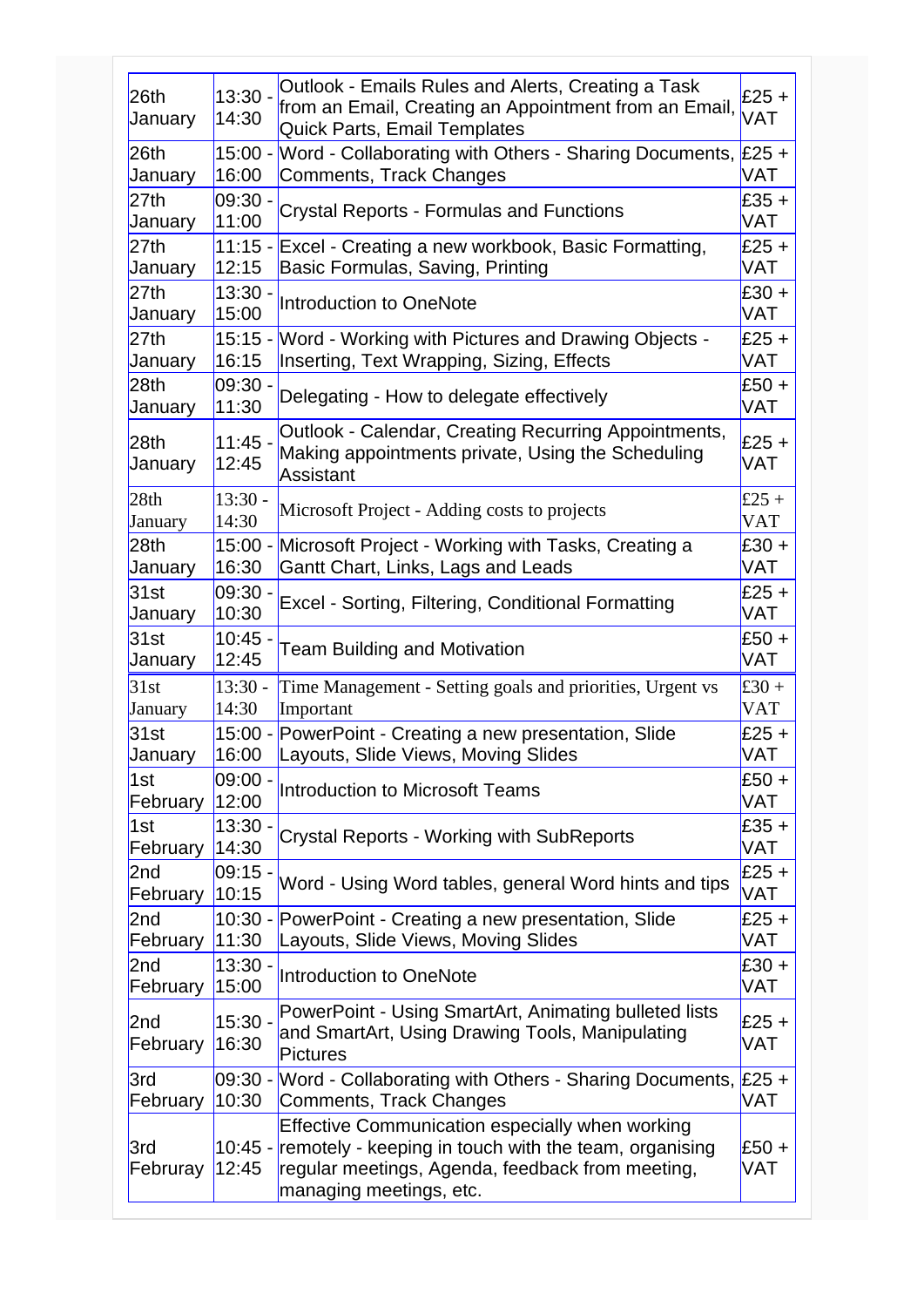| | | | |
|---|---|---|---|
| 26th January | 13:30 - 14:30 | Outlook - Emails Rules and Alerts, Creating a Task from an Email, Creating an Appointment from an Email, Quick Parts, Email Templates | £25 + VAT |
| 26th January | 15:00 - 16:00 | Word - Collaborating with Others - Sharing Documents, Comments, Track Changes | £25 + VAT |
| 27th January | 09:30 - 11:00 | Crystal Reports - Formulas and Functions | £35 + VAT |
| 27th January | 11:15 - 12:15 | Excel - Creating a new workbook, Basic Formatting, Basic Formulas, Saving, Printing | £25 + VAT |
| 27th January | 13:30 - 15:00 | Introduction to OneNote | £30 + VAT |
| 27th January | 15:15 - 16:15 | Word - Working with Pictures and Drawing Objects - Inserting, Text Wrapping, Sizing, Effects | £25 + VAT |
| 28th January | 09:30 - 11:30 | Delegating - How to delegate effectively | £50 + VAT |
| 28th January | 11:45 - 12:45 | Outlook - Calendar, Creating Recurring Appointments, Making appointments private, Using the Scheduling Assistant | £25 + VAT |
| 28th January | 13:30 - 14:30 | Microsoft Project - Adding costs to projects | £25 + VAT |
| 28th January | 15:00 - 16:30 | Microsoft Project - Working with Tasks, Creating a Gantt Chart, Links, Lags and Leads | £30 + VAT |
| 31st January | 09:30 - 10:30 | Excel - Sorting, Filtering, Conditional Formatting | £25 + VAT |
| 31st January | 10:45 - 12:45 | Team Building and Motivation | £50 + VAT |
| 31st January | 13:30 - 14:30 | Time Management - Setting goals and priorities, Urgent vs Important | £30 + VAT |
| 31st January | 15:00 - 16:00 | PowerPoint - Creating a new presentation, Slide Layouts, Slide Views, Moving Slides | £25 + VAT |
| 1st February | 09:00 - 12:00 | Introduction to Microsoft Teams | £50 + VAT |
| 1st February | 13:30 - 14:30 | Crystal Reports - Working with SubReports | £35 + VAT |
| 2nd February | 09:15 - 10:15 | Word - Using Word tables, general Word hints and tips | £25 + VAT |
| 2nd February | 10:30 - 11:30 | PowerPoint - Creating a new presentation, Slide Layouts, Slide Views, Moving Slides | £25 + VAT |
| 2nd February | 13:30 - 15:00 | Introduction to OneNote | £30 + VAT |
| 2nd February | 15:30 - 16:30 | PowerPoint - Using SmartArt, Animating bulleted lists and SmartArt, Using Drawing Tools, Manipulating Pictures | £25 + VAT |
| 3rd February | 09:30 - 10:30 | Word - Collaborating with Others - Sharing Documents, Comments, Track Changes | £25 + VAT |
| 3rd Februray | 10:45 - 12:45 | Effective Communication especially when working remotely - keeping in touch with the team, organising regular meetings, Agenda, feedback from meeting, managing meetings, etc. | £50 + VAT |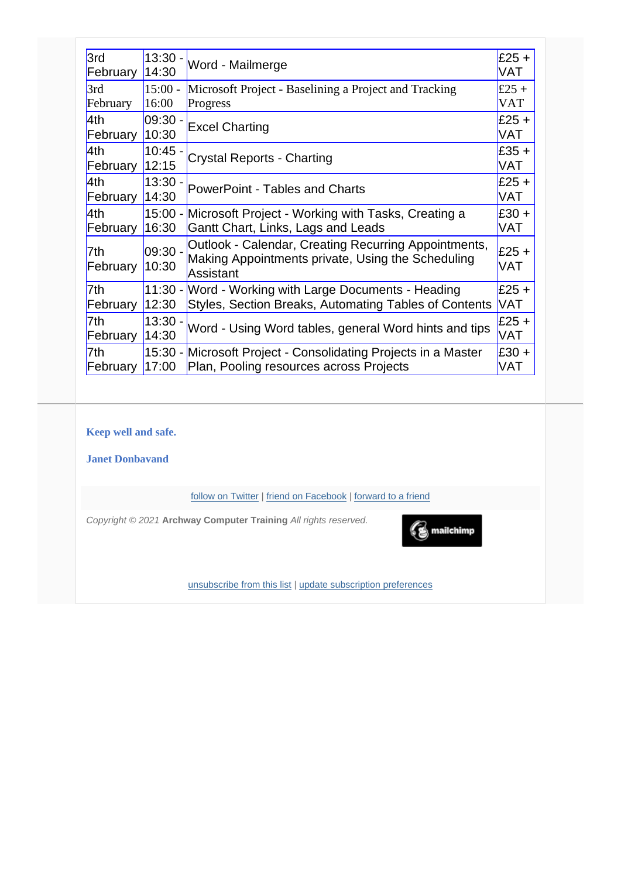| | | | |
|---|---|---|---|
| 3rd February | 13:30 - 14:30 | Word - Mailmerge | £25 + VAT |
| 3rd February | 15:00 - 16:00 | Microsoft Project - Baselining a Project and Tracking Progress | £25 + VAT |
| 4th February | 09:30 - 10:30 | Excel Charting | £25 + VAT |
| 4th February | 10:45 - 12:15 | Crystal Reports - Charting | £35 + VAT |
| 4th February | 13:30 - 14:30 | PowerPoint - Tables and Charts | £25 + VAT |
| 4th February | 15:00 - 16:30 | Microsoft Project - Working with Tasks, Creating a Gantt Chart, Links, Lags and Leads | £30 + VAT |
| 7th February | 09:30 - 10:30 | Outlook - Calendar, Creating Recurring Appointments, Making Appointments private, Using the Scheduling Assistant | £25 + VAT |
| 7th February | 11:30 - 12:30 | Word - Working with Large Documents - Heading Styles, Section Breaks, Automating Tables of Contents | £25 + VAT |
| 7th February | 13:30 - 14:30 | Word - Using Word tables, general Word hints and tips | £25 + VAT |
| 7th February | 15:30 - 17:00 | Microsoft Project - Consolidating Projects in a Master Plan, Pooling resources across Projects | £30 + VAT |

**Keep well and safe.**

**Janet Donbavand**

follow on Twitter | friend on Facebook | forward to a friend

*Copyright © 2021* **Archway Computer Training** *All rights reserved.*

unsubscribe from this list | update subscription preferences